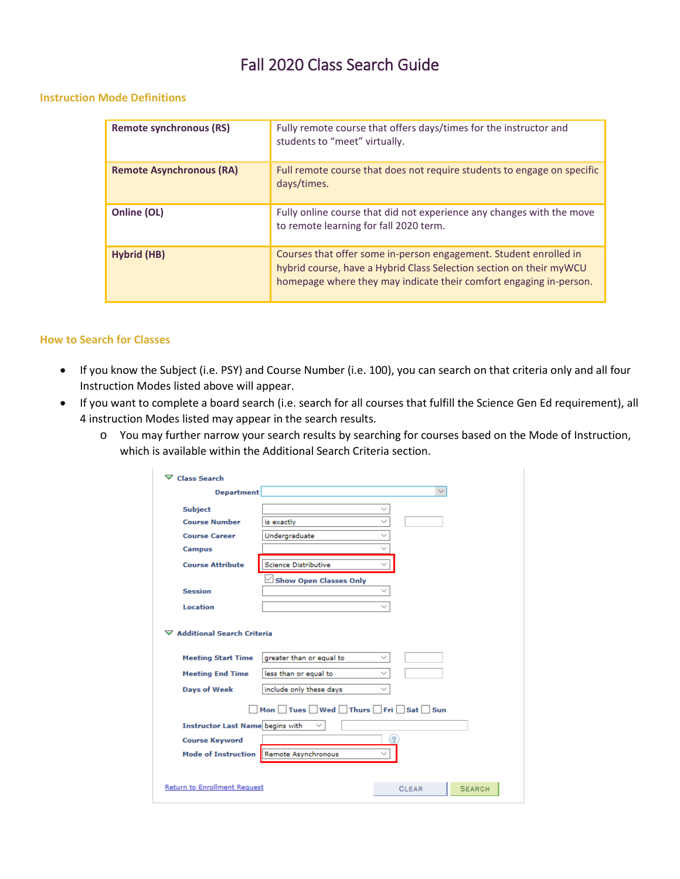# Fall 2020 Class Search Guide

## Instruction Mode Definitions

| | |
|---|---|
| **Remote synchronous (RS)** | Fully remote course that offers days/times for the instructor and students to "meet" virtually. |
| **Remote Asynchronous (RA)** | Full remote course that does not require students to engage on specific days/times. |
| **Online (OL)** | Fully online course that did not experience any changes with the move to remote learning for fall 2020 term. |
| **Hybrid (HB)** | Courses that offer some in-person engagement. Student enrolled in hybrid course, have a Hybrid Class Selection section on their myWCU homepage where they may indicate their comfort engaging in-person. |

## How to Search for Classes

- If you know the Subject (i.e. PSY) and Course Number (i.e. 100), you can search on that criteria only and all four Instruction Modes listed above will appear.
- If you want to complete a board search (i.e. search for all courses that fulfill the Science Gen Ed requirement), all 4 instruction Modes listed may appear in the search results.
  - You may further narrow your search results by searching for courses based on the Mode of Instruction, which is available within the Additional Search Criteria section.

**Class Search**

- Department
- Subject
- Course Number: is exactly
- Course Career: Undergraduate
- Campus
- Course Attribute: Science Distributive
- Show Open Classes Only
- Session
- Location

**Additional Search Criteria**

- Meeting Start Time: greater than or equal to
- Meeting End Time: less than or equal to
- Days of Week: include only these days
- Mon, Tues, Wed, Thurs, Fri, Sat, Sun
- Instructor Last Name: begins with
- Course Keyword
- Mode of Instruction: Remote Asynchronous

Return to Enrollment Request | CLEAR | SEARCH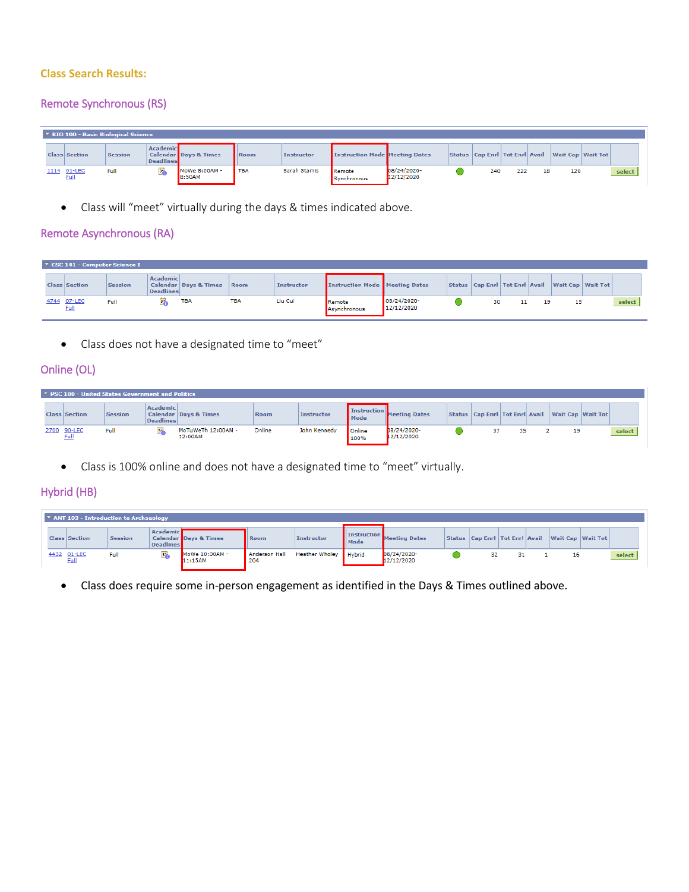## Class Search Results:

### Remote Synchronous (RS)

**BIO 100 - Basic Biological Science**

| Class | Section | Session | Academic Calendar Deadlines | Days & Times | Room | Instructor | Instruction Mode | Meeting Dates | Status | Cap Enrl | Tot Enrl | Avail | Wait Cap | Wait Tot | |
|---|---|---|---|---|---|---|---|---|---|---|---|---|---|---|---|
| 1114 | 01-LEC Full | Full | | MoWe 8:00AM - 8:50AM | TBA | Sarah Stamis | Remote Synchronous | 08/24/2020-12/12/2020 | | 240 | 222 | 18 | 120 | | select |

- Class will "meet" virtually during the days & times indicated above.

### Remote Asynchronous (RA)

**CSC 141 - Computer Science I**

| Class | Section | Session | Academic Calendar Deadlines | Days & Times | Room | Instructor | Instruction Mode | Meeting Dates | Status | Cap Enrl | Tot Enrl | Avail | Wait Cap | Wait Tot | |
|---|---|---|---|---|---|---|---|---|---|---|---|---|---|---|---|
| 4744 | 07-LEC Full | Full | | TBA | TBA | Liu Cui | Remote Asynchronous | 08/24/2020-12/12/2020 | | 30 | 11 | 19 | 15 | | select |

- Class does not have a designated time to "meet"

### Online (OL)

**PSC 100 - United States Government and Politics**

| Class | Section | Session | Academic Calendar Deadlines | Days & Times | Room | Instructor | Instruction Mode | Meeting Dates | Status | Cap Enrl | Tot Enrl | Avail | Wait Cap | Wait Tot | |
|---|---|---|---|---|---|---|---|---|---|---|---|---|---|---|---|
| 2700 | 90-LEC Full | Full | | MoTuWeTh 12:00AM - 12:00AM | Online | John Kennedy | Online 100% | 08/24/2020-12/12/2020 | | 37 | 35 | 2 | 19 | | select |

- Class is 100% online and does not have a designated time to "meet" virtually.

### Hybrid (HB)

**ANT 103 - Introduction to Archaeology**

| Class | Section | Session | Academic Calendar Deadlines | Days & Times | Room | Instructor | Instruction Mode | Meeting Dates | Status | Cap Enrl | Tot Enrl | Avail | Wait Cap | Wait Tot | |
|---|---|---|---|---|---|---|---|---|---|---|---|---|---|---|---|
| 4432 | 01-LEC Full | Full | | MoWe 10:00AM - 11:15AM | Anderson Hall 204 | Heather Wholey | Hybrid | 08/24/2020-12/12/2020 | | 32 | 31 | 1 | 16 | | select |

- Class does require some in-person engagement as identified in the Days & Times outlined above.